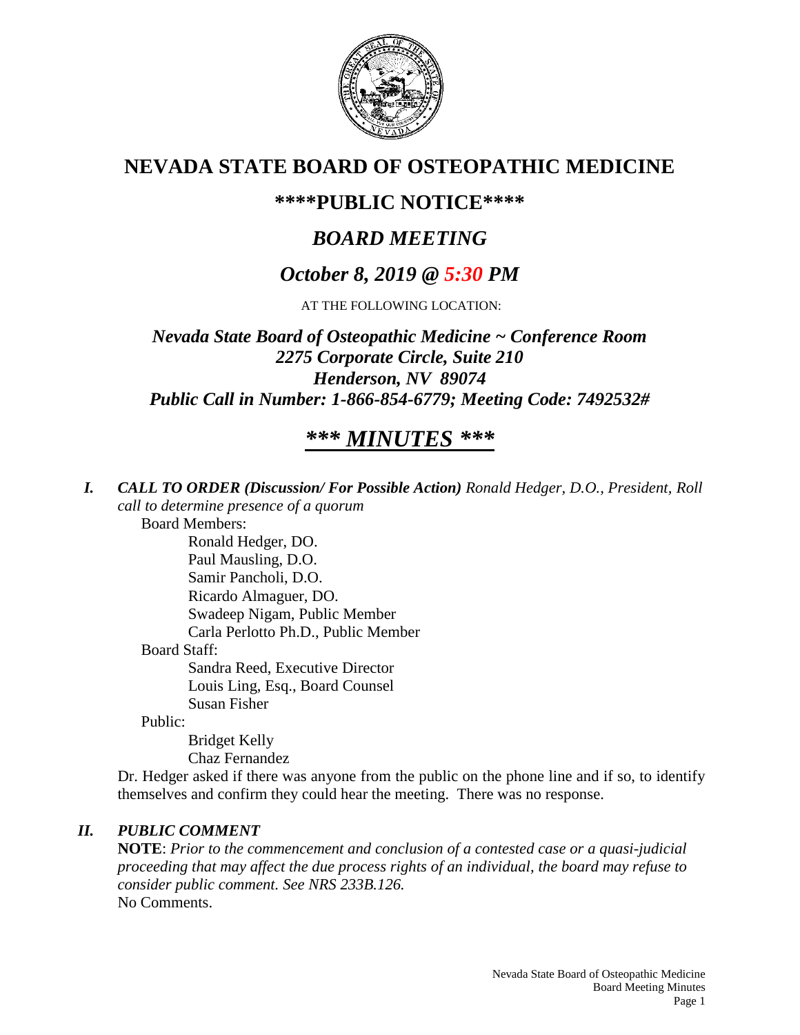# NEVADA STATE BOARD OF OSTEOPATHIC MEDICINE

## \*\*\*\*PUBLIC NOTICE\*\*\*\*

## *BOARD MEETING*

## *October 8, 2019 @ 5:30 PM*

AT THE FOLLOWING LOCATION:

***Nevada State Board of Osteopathic Medicine ~ Conference Room***
***2275 Corporate Circle, Suite 210***
***Henderson, NV 89074***
***Public Call in Number: 1-866-854-6779; Meeting Code: 7492532#***

## ***\*\*\* MINUTES \*\*\****

***I. CALL TO ORDER (Discussion/ For Possible Action)*** *Ronald Hedger, D.O., President, Roll call to determine presence of a quorum*

Board Members:

- Ronald Hedger, DO.
- Paul Mausling, D.O.
- Samir Pancholi, D.O.
- Ricardo Almaguer, DO.
- Swadeep Nigam, Public Member
- Carla Perlotto Ph.D., Public Member

Board Staff:

- Sandra Reed, Executive Director
- Louis Ling, Esq., Board Counsel
- Susan Fisher

Public:

- Bridget Kelly
- Chaz Fernandez

Dr. Hedger asked if there was anyone from the public on the phone line and if so, to identify themselves and confirm they could hear the meeting. There was no response.

***II. PUBLIC COMMENT***

**NOTE**: *Prior to the commencement and conclusion of a contested case or a quasi-judicial proceeding that may affect the due process rights of an individual, the board may refuse to consider public comment. See NRS 233B.126.*

No Comments.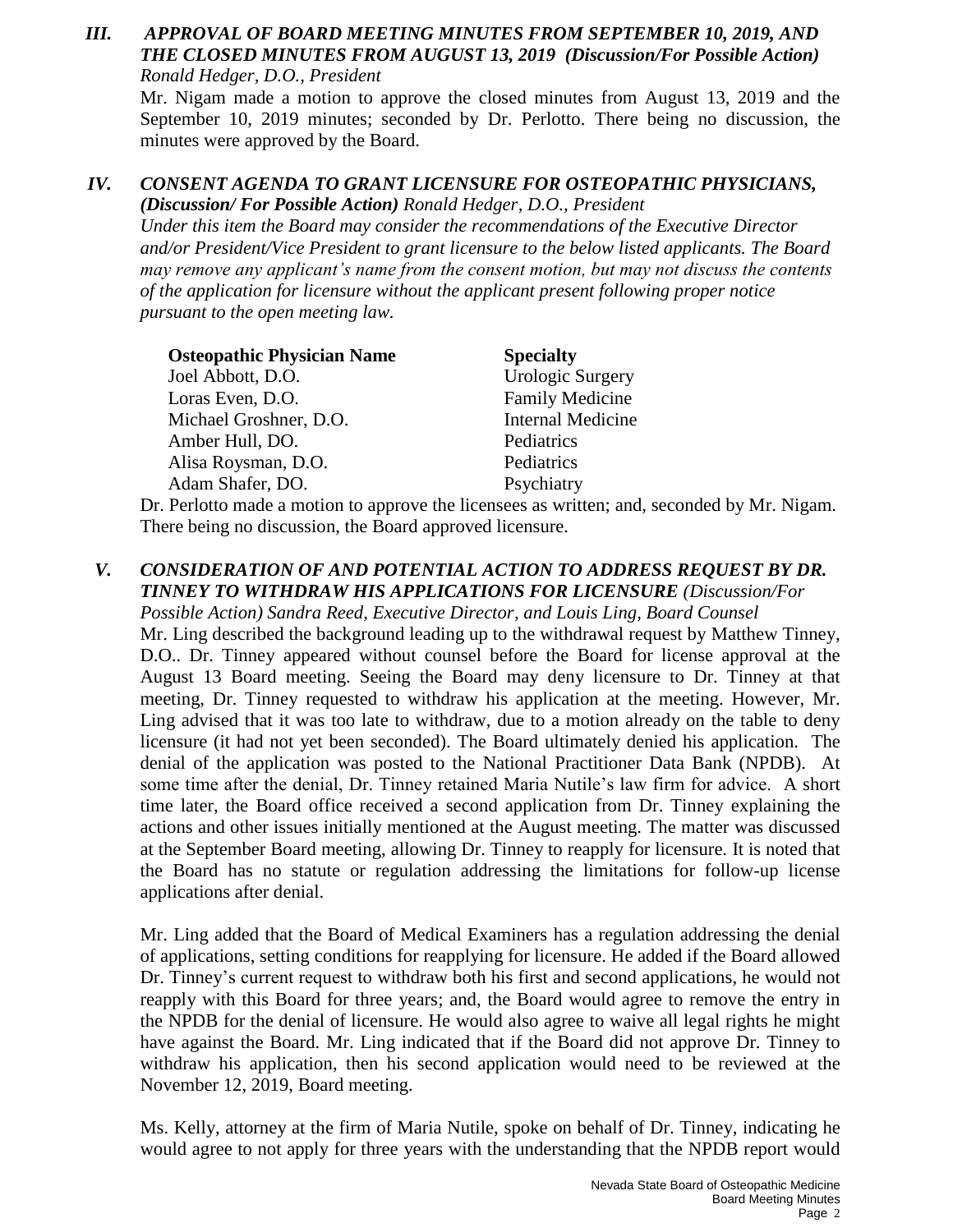## III. *APPROVAL OF BOARD MEETING MINUTES FROM SEPTEMBER 10, 2019, AND THE CLOSED MINUTES FROM AUGUST 13, 2019 (Discussion/For Possible Action)*

*Ronald Hedger, D.O., President*

Mr. Nigam made a motion to approve the closed minutes from August 13, 2019 and the September 10, 2019 minutes; seconded by Dr. Perlotto. There being no discussion, the minutes were approved by the Board.

## IV. *CONSENT AGENDA TO GRANT LICENSURE FOR OSTEOPATHIC PHYSICIANS, (Discussion/ For Possible Action) Ronald Hedger, D.O., President*

*Under this item the Board may consider the recommendations of the Executive Director and/or President/Vice President to grant licensure to the below listed applicants. The Board may remove any applicant's name from the consent motion, but may not discuss the contents of the application for licensure without the applicant present following proper notice pursuant to the open meeting law.*

| **Osteopathic Physician Name** | **Specialty** |
| --- | --- |
| Joel Abbott, D.O. | Urologic Surgery |
| Loras Even, D.O. | Family Medicine |
| Michael Groshner, D.O. | Internal Medicine |
| Amber Hull, DO. | Pediatrics |
| Alisa Roysman, D.O. | Pediatrics |
| Adam Shafer, DO. | Psychiatry |

Dr. Perlotto made a motion to approve the licensees as written; and, seconded by Mr. Nigam. There being no discussion, the Board approved licensure.

## V. *CONSIDERATION OF AND POTENTIAL ACTION TO ADDRESS REQUEST BY DR. TINNEY TO WITHDRAW HIS APPLICATIONS FOR LICENSURE (Discussion/For Possible Action) Sandra Reed, Executive Director, and Louis Ling, Board Counsel*

Mr. Ling described the background leading up to the withdrawal request by Matthew Tinney, D.O.. Dr. Tinney appeared without counsel before the Board for license approval at the August 13 Board meeting. Seeing the Board may deny licensure to Dr. Tinney at that meeting, Dr. Tinney requested to withdraw his application at the meeting. However, Mr. Ling advised that it was too late to withdraw, due to a motion already on the table to deny licensure (it had not yet been seconded). The Board ultimately denied his application. The denial of the application was posted to the National Practitioner Data Bank (NPDB). At some time after the denial, Dr. Tinney retained Maria Nutile's law firm for advice. A short time later, the Board office received a second application from Dr. Tinney explaining the actions and other issues initially mentioned at the August meeting. The matter was discussed at the September Board meeting, allowing Dr. Tinney to reapply for licensure. It is noted that the Board has no statute or regulation addressing the limitations for follow-up license applications after denial.

Mr. Ling added that the Board of Medical Examiners has a regulation addressing the denial of applications, setting conditions for reapplying for licensure. He added if the Board allowed Dr. Tinney's current request to withdraw both his first and second applications, he would not reapply with this Board for three years; and, the Board would agree to remove the entry in the NPDB for the denial of licensure. He would also agree to waive all legal rights he might have against the Board. Mr. Ling indicated that if the Board did not approve Dr. Tinney to withdraw his application, then his second application would need to be reviewed at the November 12, 2019, Board meeting.

Ms. Kelly, attorney at the firm of Maria Nutile, spoke on behalf of Dr. Tinney, indicating he would agree to not apply for three years with the understanding that the NPDB report would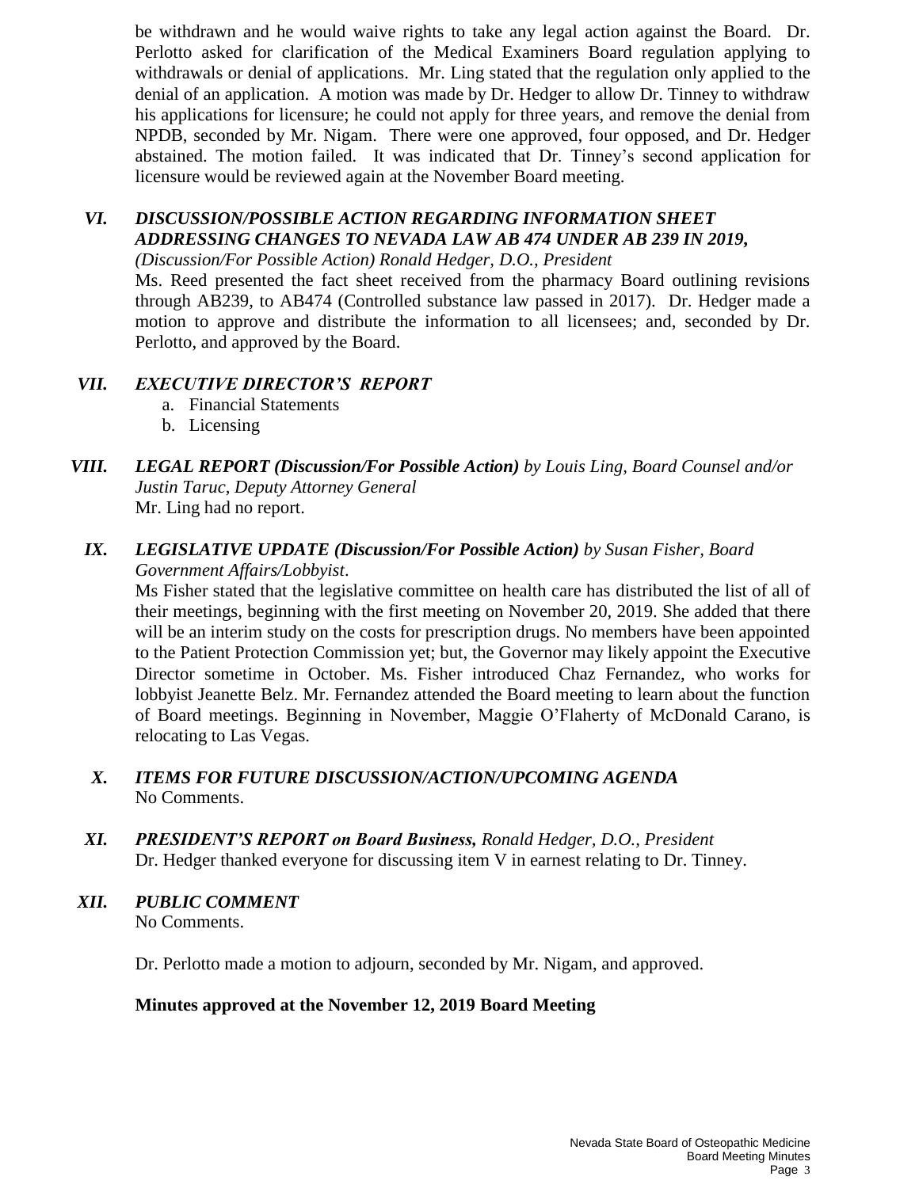be withdrawn and he would waive rights to take any legal action against the Board. Dr. Perlotto asked for clarification of the Medical Examiners Board regulation applying to withdrawals or denial of applications. Mr. Ling stated that the regulation only applied to the denial of an application. A motion was made by Dr. Hedger to allow Dr. Tinney to withdraw his applications for licensure; he could not apply for three years, and remove the denial from NPDB, seconded by Mr. Nigam. There were one approved, four opposed, and Dr. Hedger abstained. The motion failed. It was indicated that Dr. Tinney's second application for licensure would be reviewed again at the November Board meeting.

### *VI. DISCUSSION/POSSIBLE ACTION REGARDING INFORMATION SHEET ADDRESSING CHANGES TO NEVADA LAW AB 474 UNDER AB 239 IN 2019,*

*(Discussion/For Possible Action) Ronald Hedger, D.O., President*

Ms. Reed presented the fact sheet received from the pharmacy Board outlining revisions through AB239, to AB474 (Controlled substance law passed in 2017). Dr. Hedger made a motion to approve and distribute the information to all licensees; and, seconded by Dr. Perlotto, and approved by the Board.

### *VII. EXECUTIVE DIRECTOR'S REPORT*

a. Financial Statements
b. Licensing

### *VIII. LEGAL REPORT (Discussion/For Possible Action) by Louis Ling, Board Counsel and/or Justin Taruc, Deputy Attorney General*

Mr. Ling had no report.

### *IX. LEGISLATIVE UPDATE (Discussion/For Possible Action) by Susan Fisher, Board Government Affairs/Lobbyist.*

Ms Fisher stated that the legislative committee on health care has distributed the list of all of their meetings, beginning with the first meeting on November 20, 2019. She added that there will be an interim study on the costs for prescription drugs. No members have been appointed to the Patient Protection Commission yet; but, the Governor may likely appoint the Executive Director sometime in October. Ms. Fisher introduced Chaz Fernandez, who works for lobbyist Jeanette Belz. Mr. Fernandez attended the Board meeting to learn about the function of Board meetings. Beginning in November, Maggie O'Flaherty of McDonald Carano, is relocating to Las Vegas.

### *X. ITEMS FOR FUTURE DISCUSSION/ACTION/UPCOMING AGENDA*

No Comments.

### *XI. PRESIDENT'S REPORT on Board Business, Ronald Hedger, D.O., President*

Dr. Hedger thanked everyone for discussing item V in earnest relating to Dr. Tinney.

### *XII. PUBLIC COMMENT*

No Comments.

Dr. Perlotto made a motion to adjourn, seconded by Mr. Nigam, and approved.

**Minutes approved at the November 12, 2019 Board Meeting**